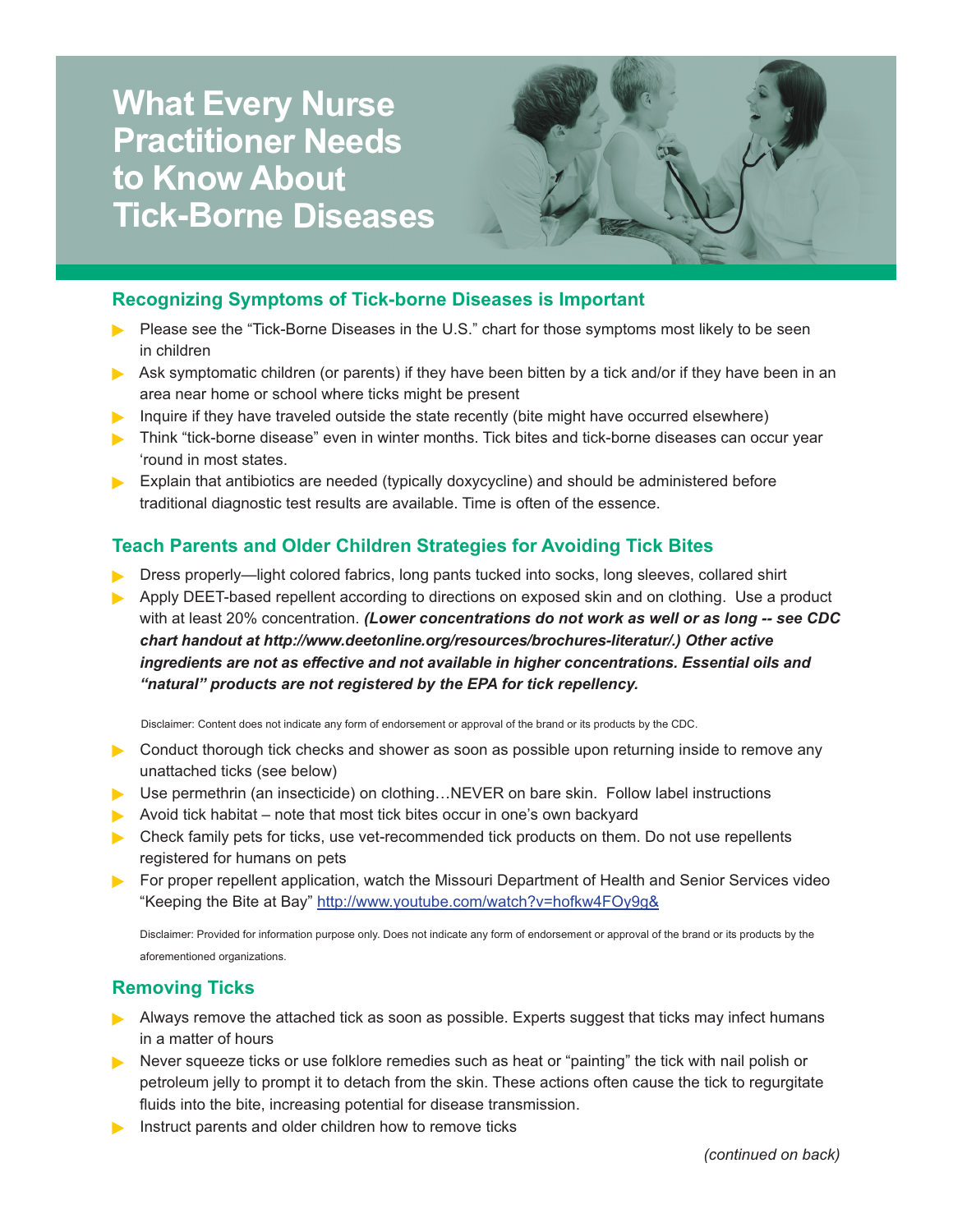# What Every Nurse Practitioner Needs to Know About Tick-Borne Diseases

## Recognizing Symptoms of Tick-borne Diseases is Important

- Please see the "Tick-Borne Diseases in the U.S." chart for those symptoms most likely to be seen in children
- Ask symptomatic children (or parents) if they have been bitten by a tick and/or if they have been in an area near home or school where ticks might be present
- Inquire if they have traveled outside the state recently (bite might have occurred elsewhere)
- Think "tick-borne disease" even in winter months. Tick bites and tick-borne diseases can occur year 'round in most states.
- Explain that antibiotics are needed (typically doxycycline) and should be administered before traditional diagnostic test results are available. Time is often of the essence.

## Teach Parents and Older Children Strategies for Avoiding Tick Bites

- Dress properly—light colored fabrics, long pants tucked into socks, long sleeves, collared shirt
- Apply DEET-based repellent according to directions on exposed skin and on clothing. Use a product with at least 20% concentration. ***(Lower concentrations do not work as well or as long -- see CDC chart handout at http://www.deetonline.org/resources/brochures-literatur/.) Other active ingredients are not as effective and not available in higher concentrations. Essential oils and "natural" products are not registered by the EPA for tick repellency.***

Disclaimer: Content does not indicate any form of endorsement or approval of the brand or its products by the CDC.

- Conduct thorough tick checks and shower as soon as possible upon returning inside to remove any unattached ticks (see below)
- Use permethrin (an insecticide) on clothing…NEVER on bare skin. Follow label instructions
- Avoid tick habitat – note that most tick bites occur in one's own backyard
- Check family pets for ticks, use vet-recommended tick products on them. Do not use repellents registered for humans on pets
- For proper repellent application, watch the Missouri Department of Health and Senior Services video "Keeping the Bite at Bay" http://www.youtube.com/watch?v=hofkw4FOy9g&

Disclaimer: Provided for information purpose only. Does not indicate any form of endorsement or approval of the brand or its products by the aforementioned organizations.

## Removing Ticks

- Always remove the attached tick as soon as possible. Experts suggest that ticks may infect humans in a matter of hours
- Never squeeze ticks or use folklore remedies such as heat or "painting" the tick with nail polish or petroleum jelly to prompt it to detach from the skin. These actions often cause the tick to regurgitate fluids into the bite, increasing potential for disease transmission.
- Instruct parents and older children how to remove ticks

*(continued on back)*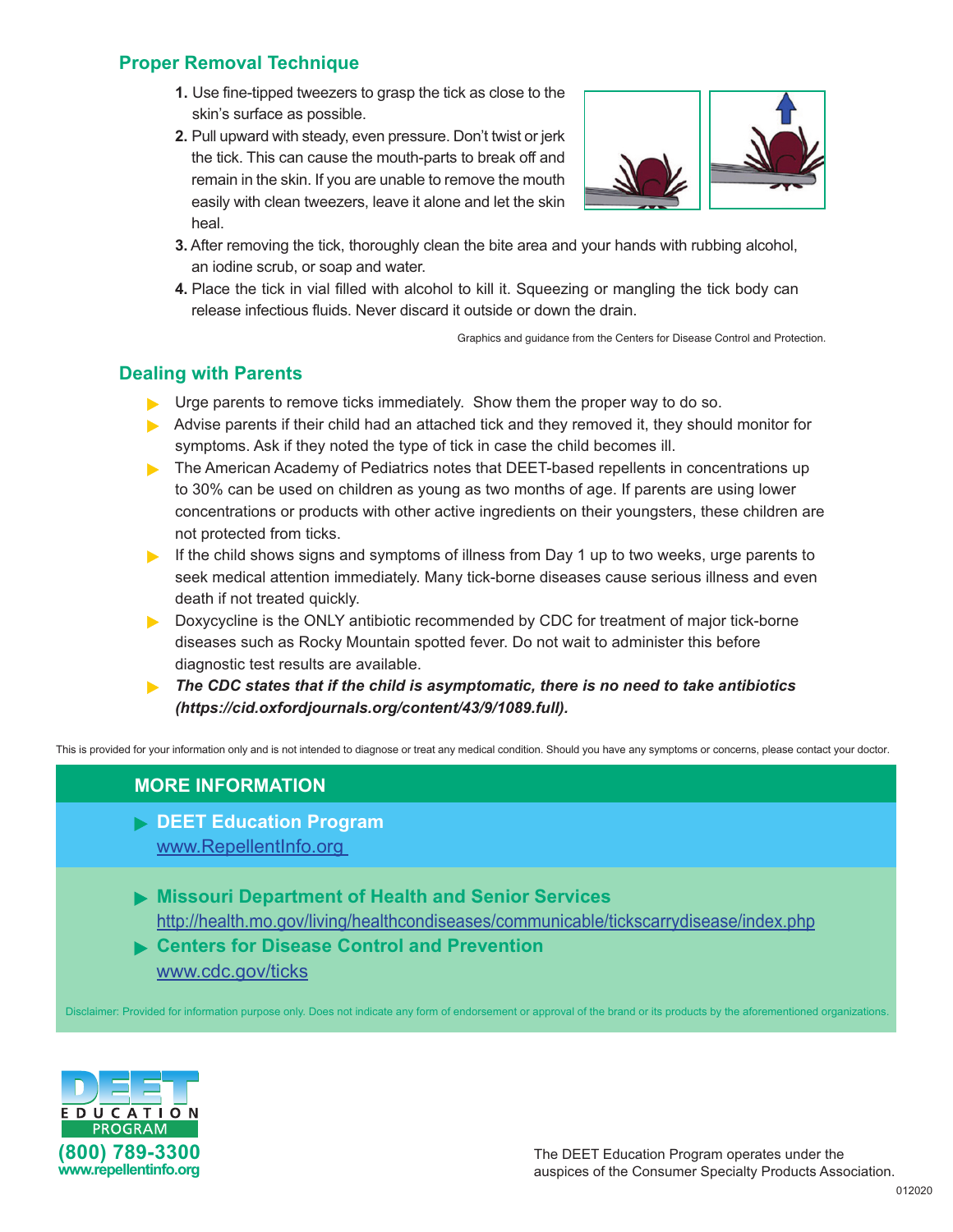## Proper Removal Technique

1. Use fine-tipped tweezers to grasp the tick as close to the skin's surface as possible.
2. Pull upward with steady, even pressure. Don't twist or jerk the tick. This can cause the mouth-parts to break off and remain in the skin. If you are unable to remove the mouth easily with clean tweezers, leave it alone and let the skin heal.
3. After removing the tick, thoroughly clean the bite area and your hands with rubbing alcohol, an iodine scrub, or soap and water.
4. Place the tick in vial filled with alcohol to kill it. Squeezing or mangling the tick body can release infectious fluids. Never discard it outside or down the drain.

Graphics and guidance from the Centers for Disease Control and Protection.

## Dealing with Parents

- Urge parents to remove ticks immediately. Show them the proper way to do so.
- Advise parents if their child had an attached tick and they removed it, they should monitor for symptoms. Ask if they noted the type of tick in case the child becomes ill.
- The American Academy of Pediatrics notes that DEET-based repellents in concentrations up to 30% can be used on children as young as two months of age. If parents are using lower concentrations or products with other active ingredients on their youngsters, these children are not protected from ticks.
- If the child shows signs and symptoms of illness from Day 1 up to two weeks, urge parents to seek medical attention immediately. Many tick-borne diseases cause serious illness and even death if not treated quickly.
- Doxycycline is the ONLY antibiotic recommended by CDC for treatment of major tick-borne diseases such as Rocky Mountain spotted fever. Do not wait to administer this before diagnostic test results are available.
- ***The CDC states that if the child is asymptomatic, there is no need to take antibiotics (https://cid.oxfordjournals.org/content/43/9/1089.full).***

This is provided for your information only and is not intended to diagnose or treat any medical condition. Should you have any symptoms or concerns, please contact your doctor.

## MORE INFORMATION

- **DEET Education Program**
  www.RepellentInfo.org
- **Missouri Department of Health and Senior Services**
  http://health.mo.gov/living/healthcondiseases/communicable/tickscarrydisease/index.php
- **Centers for Disease Control and Prevention**
  www.cdc.gov/ticks

Disclaimer: Provided for information purpose only. Does not indicate any form of endorsement or approval of the brand or its products by the aforementioned organizations.

DEET EDUCATION PROGRAM
(800) 789-3300
www.repellentinfo.org

The DEET Education Program operates under the auspices of the Consumer Specialty Products Association.

012020